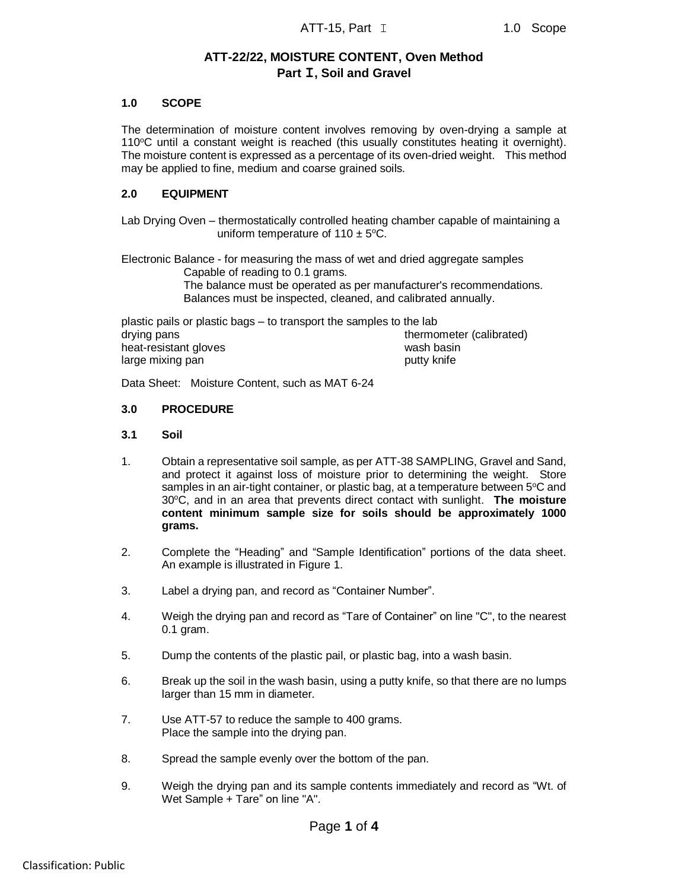# ATT-22/22, MOISTURE CONTENT, Oven Method
## Part I, Soil and Gravel

### 1.0 SCOPE

The determination of moisture content involves removing by oven-drying a sample at 110°C until a constant weight is reached (this usually constitutes heating it overnight). The moisture content is expressed as a percentage of its oven-dried weight. This method may be applied to fine, medium and coarse grained soils.

### 2.0 EQUIPMENT

Lab Drying Oven – thermostatically controlled heating chamber capable of maintaining a uniform temperature of 110 ± 5°C.

Electronic Balance - for measuring the mass of wet and dried aggregate samples
Capable of reading to 0.1 grams.
The balance must be operated as per manufacturer's recommendations.
Balances must be inspected, cleaned, and calibrated annually.

plastic pails or plastic bags – to transport the samples to the lab
drying pans
heat-resistant gloves
large mixing pan
thermometer (calibrated)
wash basin
putty knife

Data Sheet: Moisture Content, such as MAT 6-24

### 3.0 PROCEDURE

### 3.1 Soil

1. Obtain a representative soil sample, as per ATT-38 SAMPLING, Gravel and Sand, and protect it against loss of moisture prior to determining the weight. Store samples in an air-tight container, or plastic bag, at a temperature between 5°C and 30°C, and in an area that prevents direct contact with sunlight. **The moisture content minimum sample size for soils should be approximately 1000 grams.**

2. Complete the "Heading" and "Sample Identification" portions of the data sheet. An example is illustrated in Figure 1.

3. Label a drying pan, and record as "Container Number".

4. Weigh the drying pan and record as "Tare of Container" on line "C", to the nearest 0.1 gram.

5. Dump the contents of the plastic pail, or plastic bag, into a wash basin.

6. Break up the soil in the wash basin, using a putty knife, so that there are no lumps larger than 15 mm in diameter.

7. Use ATT-57 to reduce the sample to 400 grams.
   Place the sample into the drying pan.

8. Spread the sample evenly over the bottom of the pan.

9. Weigh the drying pan and its sample contents immediately and record as "Wt. of Wet Sample + Tare" on line "A".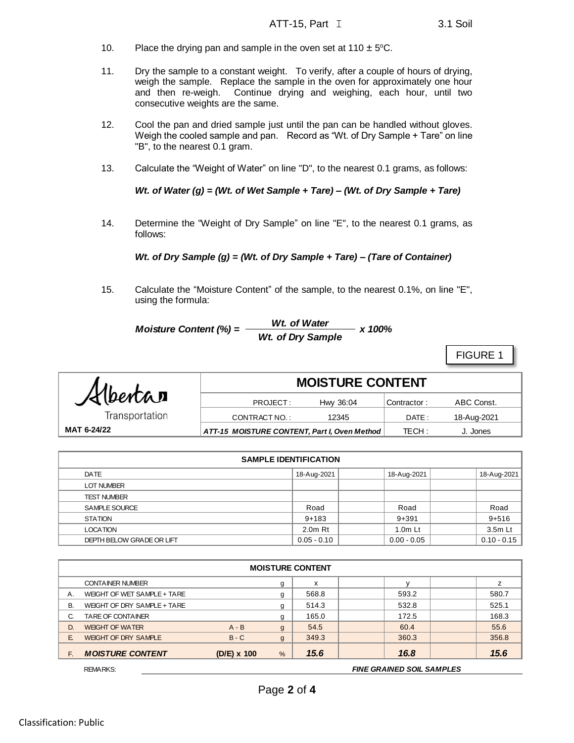10. Place the drying pan and sample in the oven set at 110 ± 5°C.

11. Dry the sample to a constant weight. To verify, after a couple of hours of drying, weigh the sample. Replace the sample in the oven for approximately one hour and then re-weigh. Continue drying and weighing, each hour, until two consecutive weights are the same.

12. Cool the pan and dried sample just until the pan can be handled without gloves. Weigh the cooled sample and pan. Record as "Wt. of Dry Sample + Tare" on line "B", to the nearest 0.1 gram.

13. Calculate the "Weight of Water" on line "D", to the nearest 0.1 grams, as follows:

    ***Wt. of Water (g) = (Wt. of Wet Sample + Tare) – (Wt. of Dry Sample + Tare)***

14. Determine the "Weight of Dry Sample" on line "E", to the nearest 0.1 grams, as follows:

    ***Wt. of Dry Sample (g) = (Wt. of Dry Sample + Tare) – (Tare of Container)***

15. Calculate the "Moisture Content" of the sample, to the nearest 0.1%, on line "E", using the formula:

$$\textit{Moisture Content (\%)} = \frac{\textit{Wt. of Water}}{\textit{Wt. of Dry Sample}} \times 100\%$$

FIGURE 1

| Alberta Transportation | **MOISTURE CONTENT** | | | |
|---|---|---|---|---|
| | PROJECT : | Hwy 36:04 | Contractor : | ABC Const. |
| | CONTRACT NO. : | 12345 | DATE : | 18-Aug-2021 |
| **MAT 6-24/22** | ***ATT-15 MOISTURE CONTENT, Part I, Oven Method*** | | TECH : | J. Jones |

| **SAMPLE IDENTIFICATION** | | | | | |
|---|---|---|---|---|---|
| DATE | 18-Aug-2021 | | 18-Aug-2021 | | 18-Aug-2021 |
| LOT NUMBER | | | | | |
| TEST NUMBER | | | | | |
| SAMPLE SOURCE | Road | | Road | | Road |
| STATION | 9+183 | | 9+391 | | 9+516 |
| LOCATION | 2.0m Rt | | 1.0m Lt | | 3.5m Lt |
| DEPTH BELOW GRADE OR LIFT | 0.05 - 0.10 | | 0.00 - 0.05 | | 0.10 - 0.15 |

| | **MOISTURE CONTENT** | | | | | | | |
|---|---|---|---|---|---|---|---|---|
| | CONTAINER NUMBER | | g | x | | y | | z |
| A. | WEIGHT OF WET SAMPLE + TARE | | g | 568.8 | | 593.2 | | 580.7 |
| B. | WEIGHT OF DRY SAMPLE + TARE | | g | 514.3 | | 532.8 | | 525.1 |
| C. | TARE OF CONTAINER | | g | 165.0 | | 172.5 | | 168.3 |
| D. | WEIGHT OF WATER | A - B | g | 54.5 | | 60.4 | | 55.6 |
| E. | WEIGHT OF DRY SAMPLE | B - C | g | 349.3 | | 360.3 | | 356.8 |
| F. | ***MOISTURE CONTENT*** | **(D/E) x 100** | % | ***15.6*** | | ***16.8*** | | ***15.6*** |

REMARKS: ***FINE GRAINED SOIL SAMPLES***

Classification: Public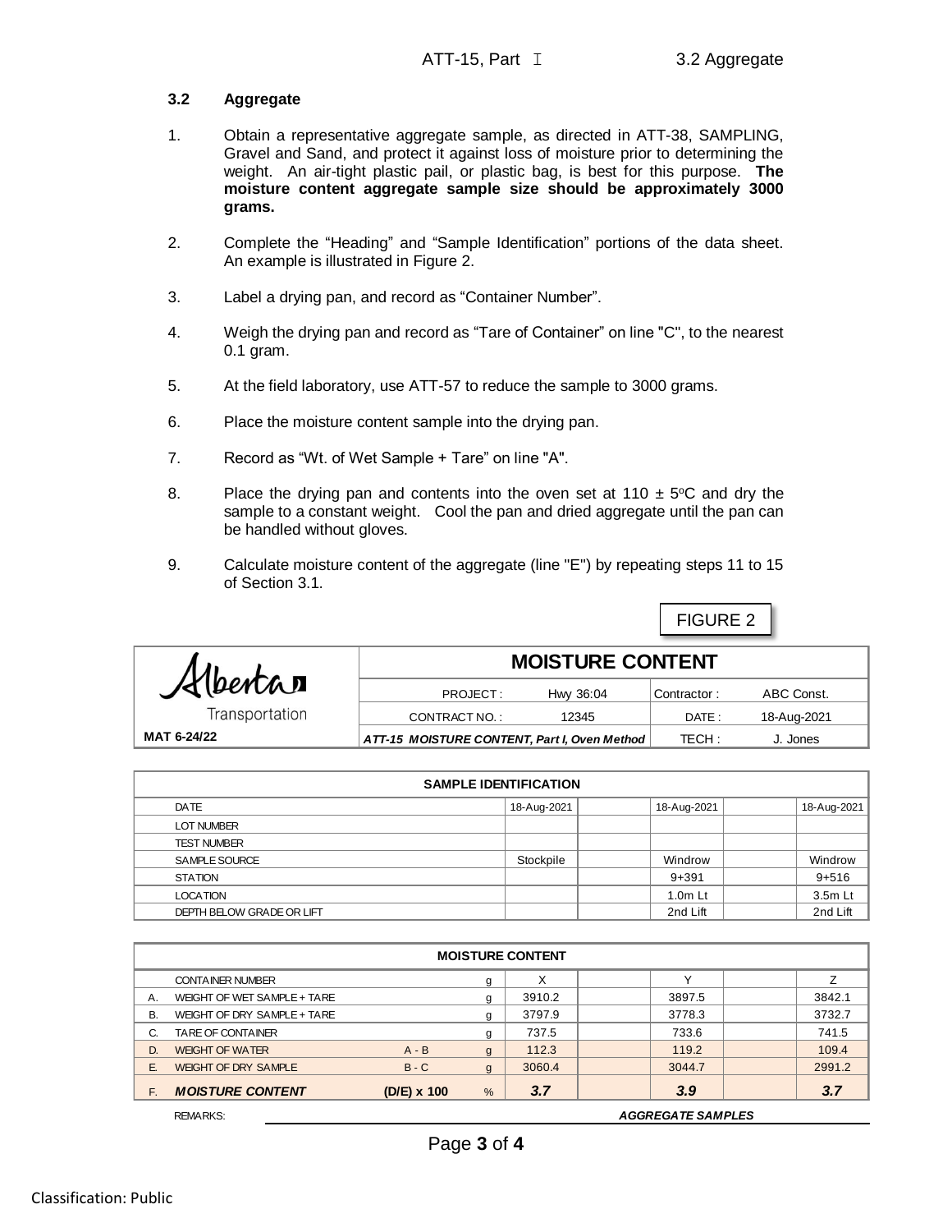### 3.2 Aggregate

1. Obtain a representative aggregate sample, as directed in ATT-38, SAMPLING, Gravel and Sand, and protect it against loss of moisture prior to determining the weight. An air-tight plastic pail, or plastic bag, is best for this purpose. **The moisture content aggregate sample size should be approximately 3000 grams.**

2. Complete the "Heading" and "Sample Identification" portions of the data sheet. An example is illustrated in Figure 2.

3. Label a drying pan, and record as "Container Number".

4. Weigh the drying pan and record as "Tare of Container" on line "C", to the nearest 0.1 gram.

5. At the field laboratory, use ATT-57 to reduce the sample to 3000 grams.

6. Place the moisture content sample into the drying pan.

7. Record as "Wt. of Wet Sample + Tare" on line "A".

8. Place the drying pan and contents into the oven set at 110 ± 5°C and dry the sample to a constant weight. Cool the pan and dried aggregate until the pan can be handled without gloves.

9. Calculate moisture content of the aggregate (line "E") by repeating steps 11 to 15 of Section 3.1.

FIGURE 2

| Alberta Transportation | **MOISTURE CONTENT** | | | |
|---|---|---|---|---|
| | PROJECT : | Hwy 36:04 | Contractor : | ABC Const. |
| | CONTRACT NO. : | 12345 | DATE : | 18-Aug-2021 |
| MAT 6-24/22 | *ATT-15 MOISTURE CONTENT, Part I, Oven Method* | | TECH : | J. Jones |

| **SAMPLE IDENTIFICATION** | | | | | |
|---|---|---|---|---|---|
| DATE | 18-Aug-2021 | | 18-Aug-2021 | | 18-Aug-2021 |
| LOT NUMBER | | | | | |
| TEST NUMBER | | | | | |
| SAMPLE SOURCE | Stockpile | | Windrow | | Windrow |
| STATION | | | 9+391 | | 9+516 |
| LOCATION | | | 1.0m Lt | | 3.5m Lt |
| DEPTH BELOW GRADE OR LIFT | | | 2nd Lift | | 2nd Lift |

| | **MOISTURE CONTENT** | | | | | | | |
|---|---|---|---|---|---|---|---|---|
| | CONTAINER NUMBER | | g | X | | Y | | Z |
| A. | WEIGHT OF WET SAMPLE + TARE | | g | 3910.2 | | 3897.5 | | 3842.1 |
| B. | WEIGHT OF DRY SAMPLE + TARE | | g | 3797.9 | | 3778.3 | | 3732.7 |
| C. | TARE OF CONTAINER | | g | 737.5 | | 733.6 | | 741.5 |
| D. | WEIGHT OF WATER | A - B | g | 112.3 | | 119.2 | | 109.4 |
| E. | WEIGHT OF DRY SAMPLE | B - C | g | 3060.4 | | 3044.7 | | 2991.2 |
| F. | ***MOISTURE CONTENT*** | **(D/E) x 100** | % | ***3.7*** | | ***3.9*** | | ***3.7*** |

REMARKS: ***AGGREGATE SAMPLES***

Classification: Public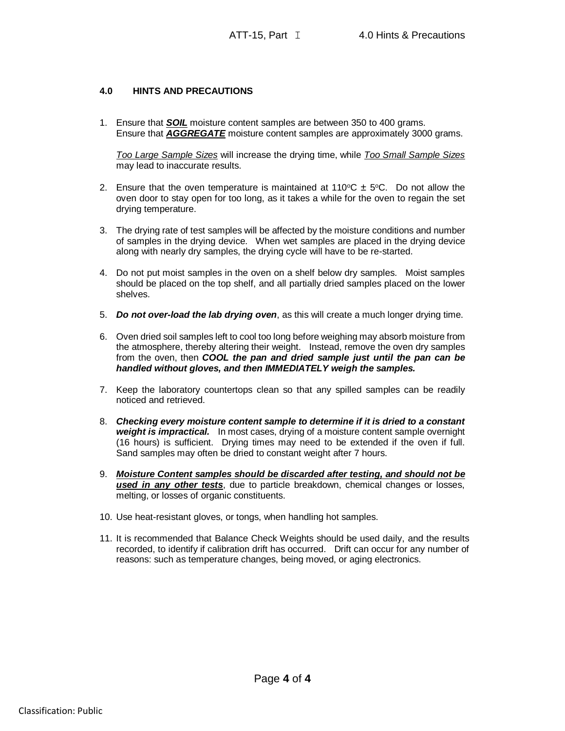## 4.0 HINTS AND PRECAUTIONS

1. Ensure that ***SOIL*** moisture content samples are between 350 to 400 grams. Ensure that ***AGGREGATE*** moisture content samples are approximately 3000 grams.

   *Too Large Sample Sizes* will increase the drying time, while *Too Small Sample Sizes* may lead to inaccurate results.

2. Ensure that the oven temperature is maintained at 110°C ± 5°C. Do not allow the oven door to stay open for too long, as it takes a while for the oven to regain the set drying temperature.

3. The drying rate of test samples will be affected by the moisture conditions and number of samples in the drying device. When wet samples are placed in the drying device along with nearly dry samples, the drying cycle will have to be re-started.

4. Do not put moist samples in the oven on a shelf below dry samples. Moist samples should be placed on the top shelf, and all partially dried samples placed on the lower shelves.

5. ***Do not over-load the lab drying oven***, as this will create a much longer drying time.

6. Oven dried soil samples left to cool too long before weighing may absorb moisture from the atmosphere, thereby altering their weight. Instead, remove the oven dry samples from the oven, then ***COOL the pan and dried sample just until the pan can be handled without gloves, and then IMMEDIATELY weigh the samples.***

7. Keep the laboratory countertops clean so that any spilled samples can be readily noticed and retrieved.

8. ***Checking every moisture content sample to determine if it is dried to a constant weight is impractical.*** In most cases, drying of a moisture content sample overnight (16 hours) is sufficient. Drying times may need to be extended if the oven if full. Sand samples may often be dried to constant weight after 7 hours.

9. ***Moisture Content samples should be discarded after testing, and should not be used in any other tests***, due to particle breakdown, chemical changes or losses, melting, or losses of organic constituents.

10. Use heat-resistant gloves, or tongs, when handling hot samples.

11. It is recommended that Balance Check Weights should be used daily, and the results recorded, to identify if calibration drift has occurred. Drift can occur for any number of reasons: such as temperature changes, being moved, or aging electronics.